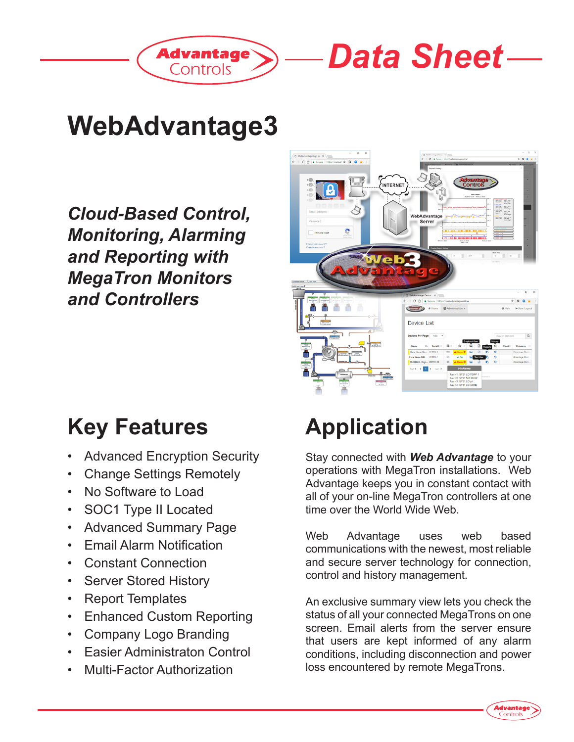# WebAdvantage3

***Cloud-Based Control, Monitoring, Alarming and Reporting with MegaTron Monitors and Controllers***

## Key Features

- Advanced Encryption Security
- Change Settings Remotely
- No Software to Load
- SOC1 Type II Located
- Advanced Summary Page
- Email Alarm Notification
- Constant Connection
- Server Stored History
- Report Templates
- Enhanced Custom Reporting
- Company Logo Branding
- Easier Administraton Control
- Multi-Factor Authorization

## Application

Stay connected with ***Web Advantage*** to your operations with MegaTron installations. Web Advantage keeps you in constant contact with all of your on-line MegaTron controllers at one time over the World Wide Web.

Web Advantage uses web based communications with the newest, most reliable and secure server technology for connection, control and history management.

An exclusive summary view lets you check the status of all your connected MegaTrons on one screen. Email alerts from the server ensure that users are kept informed of any alarm conditions, including disconnection and power loss encountered by remote MegaTrons.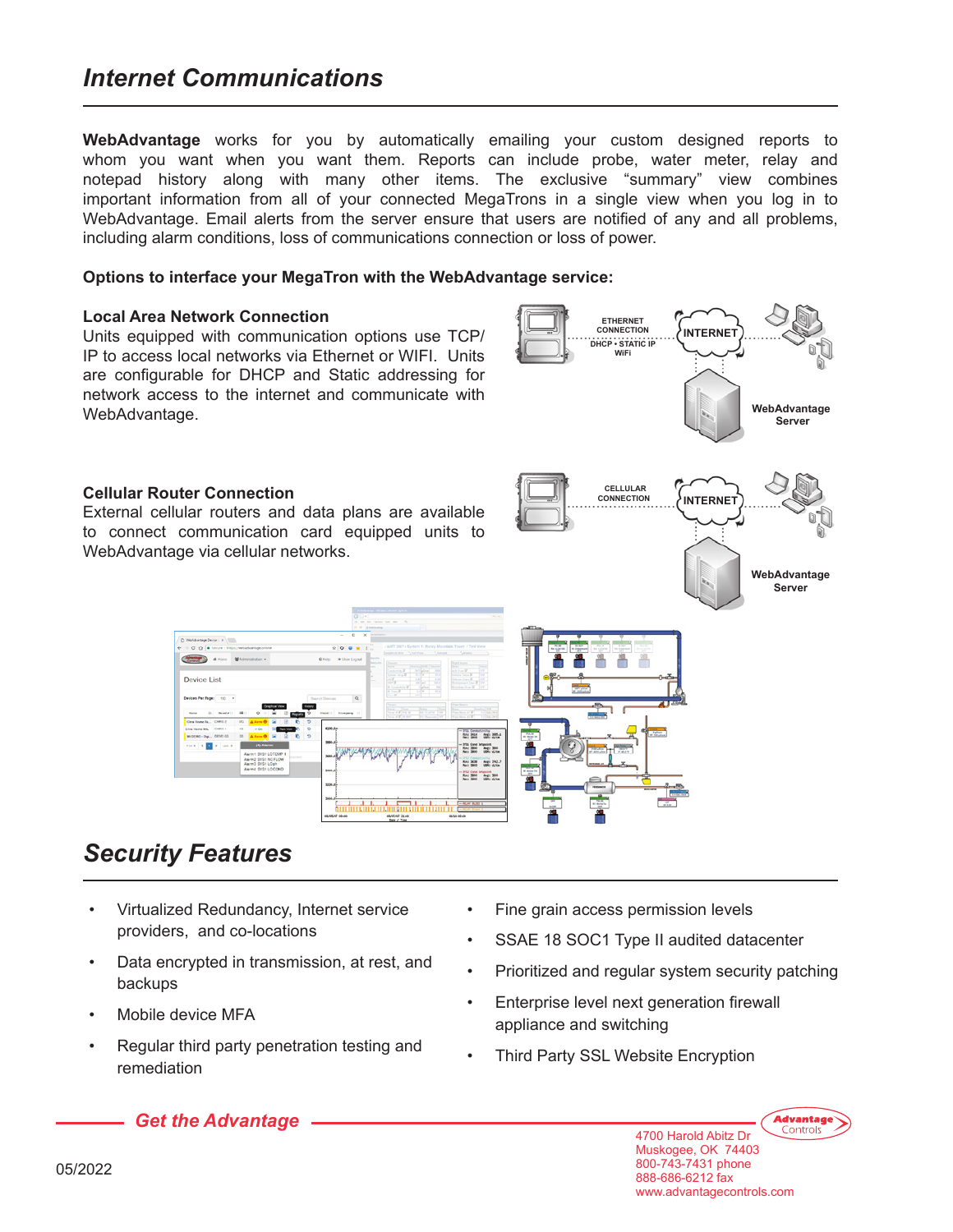## Internet Communications

**WebAdvantage** works for you by automatically emailing your custom designed reports to whom you want when you want them. Reports can include probe, water meter, relay and notepad history along with many other items. The exclusive "summary" view combines important information from all of your connected MegaTrons in a single view when you log in to WebAdvantage. Email alerts from the server ensure that users are notified of any and all problems, including alarm conditions, loss of communications connection or loss of power.

**Options to interface your MegaTron with the WebAdvantage service:**

**Local Area Network Connection**

Units equipped with communication options use TCP/IP to access local networks via Ethernet or WIFI. Units are configurable for DHCP and Static addressing for network access to the internet and communicate with WebAdvantage.

ETHERNET CONNECTION
DHCP • STATIC IP
WiFi
INTERNET
WebAdvantage Server

**Cellular Router Connection**

External cellular routers and data plans are available to connect communication card equipped units to WebAdvantage via cellular networks.

CELLULAR CONNECTION
INTERNET
WebAdvantage Server

## Security Features

- Virtualized Redundancy, Internet service providers, and co-locations
- Data encrypted in transmission, at rest, and backups
- Mobile device MFA
- Regular third party penetration testing and remediation
- Fine grain access permission levels
- SSAE 18 SOC1 Type II audited datacenter
- Prioritized and regular system security patching
- Enterprise level next generation firewall appliance and switching
- Third Party SSL Website Encryption

*Get the Advantage*

Advantage Controls

4700 Harold Abitz Dr
Muskogee, OK 74403
800-743-7431 phone
888-686-6212 fax
www.advantagecontrols.com

05/2022